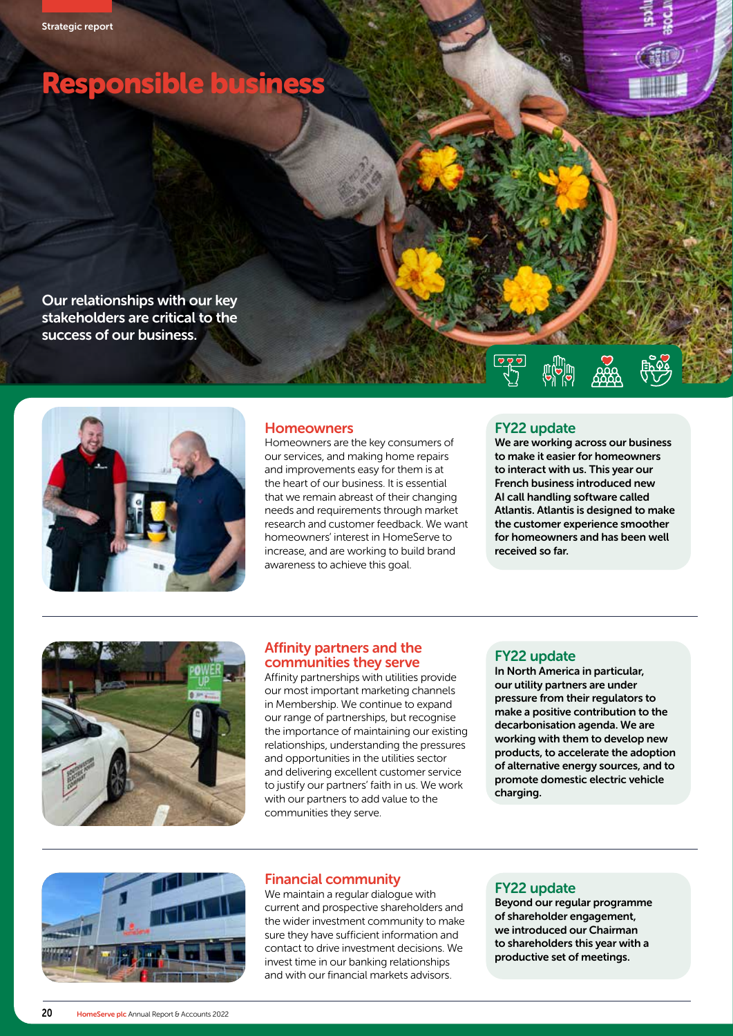# Responsible business

Our relationships with our key stakeholders are critical to the success of our business.

## Homeowners

Homeowners are the key consumers of our services, and making home repairs and improvements easy for them is at the heart of our business. It is essential that we remain abreast of their changing needs and requirements through market research and customer feedback. We want homeowners' interest in HomeServe to increase, and are working to build brand awareness to achieve this goal.

### FY22 update

**We are working across our business to make it easier for homeowners to interact with us. This year our French business introduced new AI call handling software called Atlantis. Atlantis is designed to make the customer experience smoother for homeowners and has been well received so far.**

## Affinity partners and the communities they serve

Affinity partnerships with utilities provide our most important marketing channels in Membership. We continue to expand our range of partnerships, but recognise the importance of maintaining our existing relationships, understanding the pressures and opportunities in the utilities sector and delivering excellent customer service to justify our partners' faith in us. We work with our partners to add value to the communities they serve.

### FY22 update

**In North America in particular, our utility partners are under pressure from their regulators to make a positive contribution to the decarbonisation agenda. We are working with them to develop new products, to accelerate the adoption of alternative energy sources, and to promote domestic electric vehicle charging.**

## Financial community

We maintain a regular dialogue with current and prospective shareholders and the wider investment community to make sure they have sufficient information and contact to drive investment decisions. We invest time in our banking relationships and with our financial markets advisors.

### FY22 update

**Beyond our regular programme of shareholder engagement, we introduced our Chairman to shareholders this year with a productive set of meetings.**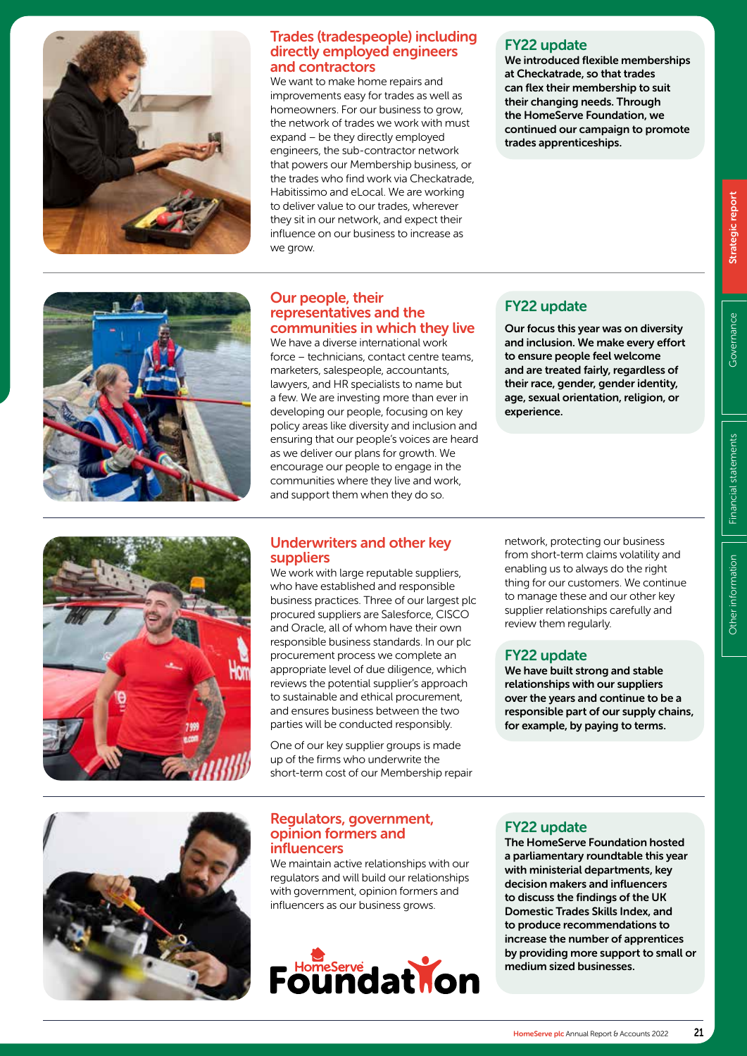## Trades (tradespeople) including directly employed engineers and contractors

We want to make home repairs and improvements easy for trades as well as homeowners. For our business to grow, the network of trades we work with must expand – be they directly employed engineers, the sub-contractor network that powers our Membership business, or the trades who find work via Checkatrade, Habitissimo and eLocal. We are working to deliver value to our trades, wherever they sit in our network, and expect their influence on our business to increase as we grow.

### FY22 update

**We introduced flexible memberships at Checkatrade, so that trades can flex their membership to suit their changing needs. Through the HomeServe Foundation, we continued our campaign to promote trades apprenticeships.**

## Our people, their representatives and the communities in which they live

We have a diverse international work force – technicians, contact centre teams, marketers, salespeople, accountants, lawyers, and HR specialists to name but a few. We are investing more than ever in developing our people, focusing on key policy areas like diversity and inclusion and ensuring that our people's voices are heard as we deliver our plans for growth. We encourage our people to engage in the communities where they live and work, and support them when they do so.

### FY22 update

**Our focus this year was on diversity and inclusion. We make every effort to ensure people feel welcome and are treated fairly, regardless of their race, gender, gender identity, age, sexual orientation, religion, or experience.**

## Underwriters and other key suppliers

We work with large reputable suppliers, who have established and responsible business practices. Three of our largest plc procured suppliers are Salesforce, CISCO and Oracle, all of whom have their own responsible business standards. In our plc procurement process we complete an appropriate level of due diligence, which reviews the potential supplier's approach to sustainable and ethical procurement, and ensures business between the two parties will be conducted responsibly.

One of our key supplier groups is made up of the firms who underwrite the short-term cost of our Membership repair network, protecting our business from short-term claims volatility and enabling us to always do the right thing for our customers. We continue to manage these and our other key supplier relationships carefully and review them regularly.

### FY22 update

**We have built strong and stable relationships with our suppliers over the years and continue to be a responsible part of our supply chains, for example, by paying to terms.**

## Regulators, government, opinion formers and influencers

We maintain active relationships with our regulators and will build our relationships with government, opinion formers and influencers as our business grows.

HomeServe Foundation

### FY22 update

**The HomeServe Foundation hosted a parliamentary roundtable this year with ministerial departments, key decision makers and influencers to discuss the findings of the UK Domestic Trades Skills Index, and to produce recommendations to increase the number of apprentices by providing more support to small or medium sized businesses.**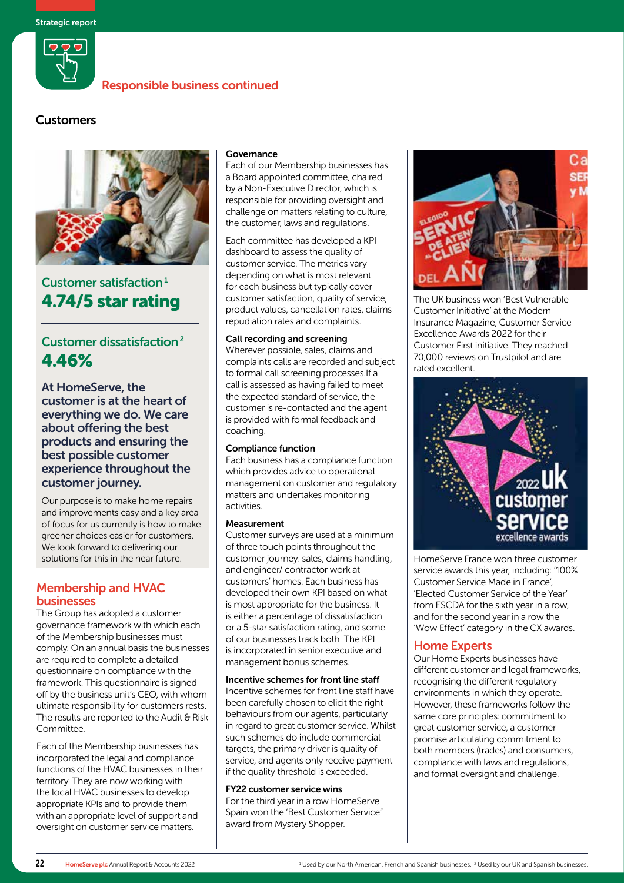## Responsible business continued

### Customers

**Customer satisfaction[1]**
**4.74/5 star rating**

**Customer dissatisfaction[2]**
**4.46%**

**At HomeServe, the customer is at the heart of everything we do. We care about offering the best products and ensuring the best possible customer experience throughout the customer journey.**

Our purpose is to make home repairs and improvements easy and a key area of focus for us currently is how to make greener choices easier for customers. We look forward to delivering our solutions for this in the near future.

### Membership and HVAC businesses

The Group has adopted a customer governance framework with which each of the Membership businesses must comply. On an annual basis the businesses are required to complete a detailed questionnaire on compliance with the framework. This questionnaire is signed off by the business unit's CEO, with whom ultimate responsibility for customers rests. The results are reported to the Audit & Risk Committee.

Each of the Membership businesses has incorporated the legal and compliance functions of the HVAC businesses in their territory. They are now working with the local HVAC businesses to develop appropriate KPIs and to provide them with an appropriate level of support and oversight on customer service matters.

**Governance**

Each of our Membership businesses has a Board appointed committee, chaired by a Non-Executive Director, which is responsible for providing oversight and challenge on matters relating to culture, the customer, laws and regulations.

Each committee has developed a KPI dashboard to assess the quality of customer service. The metrics vary depending on what is most relevant for each business but typically cover customer satisfaction, quality of service, product values, cancellation rates, claims repudiation rates and complaints.

**Call recording and screening**

Wherever possible, sales, claims and complaints calls are recorded and subject to formal call screening processes.If a call is assessed as having failed to meet the expected standard of service, the customer is re-contacted and the agent is provided with formal feedback and coaching.

**Compliance function**

Each business has a compliance function which provides advice to operational management on customer and regulatory matters and undertakes monitoring activities.

**Measurement**

Customer surveys are used at a minimum of three touch points throughout the customer journey: sales, claims handling, and engineer/ contractor work at customers' homes. Each business has developed their own KPI based on what is most appropriate for the business. It is either a percentage of dissatisfaction or a 5-star satisfaction rating, and some of our businesses track both. The KPI is incorporated in senior executive and management bonus schemes.

**Incentive schemes for front line staff**

Incentive schemes for front line staff have been carefully chosen to elicit the right behaviours from our agents, particularly in regard to great customer service. Whilst such schemes do include commercial targets, the primary driver is quality of service, and agents only receive payment if the quality threshold is exceeded.

**FY22 customer service wins**

For the third year in a row HomeServe Spain won the 'Best Customer Service" award from Mystery Shopper.

The UK business won 'Best Vulnerable Customer Initiative' at the Modern Insurance Magazine, Customer Service Excellence Awards 2022 for their Customer First initiative. They reached 70,000 reviews on Trustpilot and are rated excellent.

HomeServe France won three customer service awards this year, including: '100% Customer Service Made in France', 'Elected Customer Service of the Year' from ESCDA for the sixth year in a row, and for the second year in a row the 'Wow Effect' category in the CX awards.

### Home Experts

Our Home Experts businesses have different customer and legal frameworks, recognising the different regulatory environments in which they operate. However, these frameworks follow the same core principles: commitment to great customer service, a customer promise articulating commitment to both members (trades) and consumers, compliance with laws and regulations, and formal oversight and challenge.

[1] Used by our North American, French and Spanish businesses. [2] Used by our UK and Spanish businesses.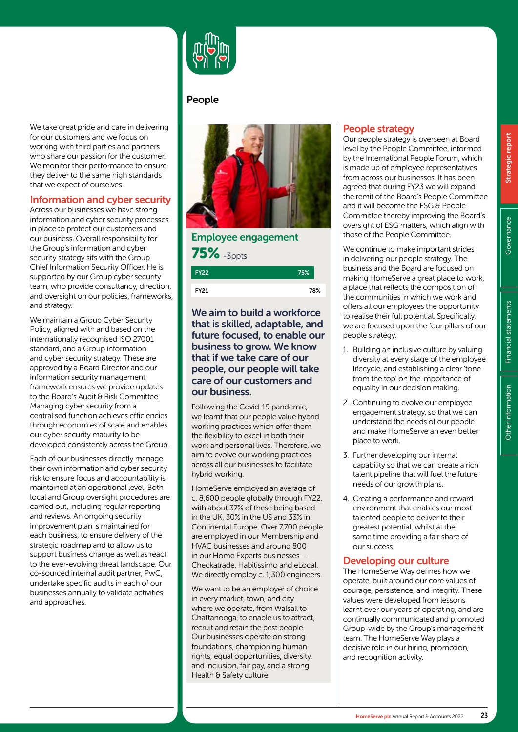We take great pride and care in delivering for our customers and we focus on working with third parties and partners who share our passion for the customer. We monitor their performance to ensure they deliver to the same high standards that we expect of ourselves.

## Information and cyber security

Across our businesses we have strong information and cyber security processes in place to protect our customers and our business. Overall responsibility for the Group's information and cyber security strategy sits with the Group Chief Information Security Officer. He is supported by our Group cyber security team, who provide consultancy, direction, and oversight on our policies, frameworks, and strategy.

We maintain a Group Cyber Security Policy, aligned with and based on the internationally recognised ISO 27001 standard, and a Group information and cyber security strategy. These are approved by a Board Director and our information security management framework ensures we provide updates to the Board's Audit & Risk Committee. Managing cyber security from a centralised function achieves efficiencies through economies of scale and enables our cyber security maturity to be developed consistently across the Group.

Each of our businesses directly manage their own information and cyber security risk to ensure focus and accountability is maintained at an operational level. Both local and Group oversight procedures are carried out, including regular reporting and reviews. An ongoing security improvement plan is maintained for each business, to ensure delivery of the strategic roadmap and to allow us to support business change as well as react to the ever-evolving threat landscape. Our co-sourced internal audit partner, PwC, undertake specific audits in each of our businesses annually to validate activities and approaches.

# People

## Employee engagement

**75%** -3ppts

| | |
|---|---|
| FY22 | 75% |
| FY21 | 78% |

**We aim to build a workforce that is skilled, adaptable, and future focused, to enable our business to grow. We know that if we take care of our people, our people will take care of our customers and our business.**

Following the Covid-19 pandemic, we learnt that our people value hybrid working practices which offer them the flexibility to excel in both their work and personal lives. Therefore, we aim to evolve our working practices across all our businesses to facilitate hybrid working.

HomeServe employed an average of c. 8,600 people globally through FY22, with about 37% of these being based in the UK, 30% in the US and 33% in Continental Europe. Over 7,700 people are employed in our Membership and HVAC businesses and around 800 in our Home Experts businesses – Checkatrade, Habitissimo and eLocal. We directly employ c. 1,300 engineers.

We want to be an employer of choice in every market, town, and city where we operate, from Walsall to Chattanooga, to enable us to attract, recruit and retain the best people. Our businesses operate on strong foundations, championing human rights, equal opportunities, diversity, and inclusion, fair pay, and a strong Health & Safety culture.

## People strategy

Our people strategy is overseen at Board level by the People Committee, informed by the International People Forum, which is made up of employee representatives from across our businesses. It has been agreed that during FY23 we will expand the remit of the Board's People Committee and it will become the ESG & People Committee thereby improving the Board's oversight of ESG matters, which align with those of the People Committee.

We continue to make important strides in delivering our people strategy. The business and the Board are focused on making HomeServe a great place to work, a place that reflects the composition of the communities in which we work and offers all our employees the opportunity to realise their full potential. Specifically, we are focused upon the four pillars of our people strategy.

1. Building an inclusive culture by valuing diversity at every stage of the employee lifecycle, and establishing a clear 'tone from the top' on the importance of equality in our decision making.
2. Continuing to evolve our employee engagement strategy, so that we can understand the needs of our people and make HomeServe an even better place to work.
3. Further developing our internal capability so that we can create a rich talent pipeline that will fuel the future needs of our growth plans.
4. Creating a performance and reward environment that enables our most talented people to deliver to their greatest potential, whilst at the same time providing a fair share of our success.

## Developing our culture

The HomeServe Way defines how we operate, built around our core values of courage, persistence, and integrity. These values were developed from lessons learnt over our years of operating, and are continually communicated and promoted Group-wide by the Group's management team. The HomeServe Way plays a decisive role in our hiring, promotion, and recognition activity.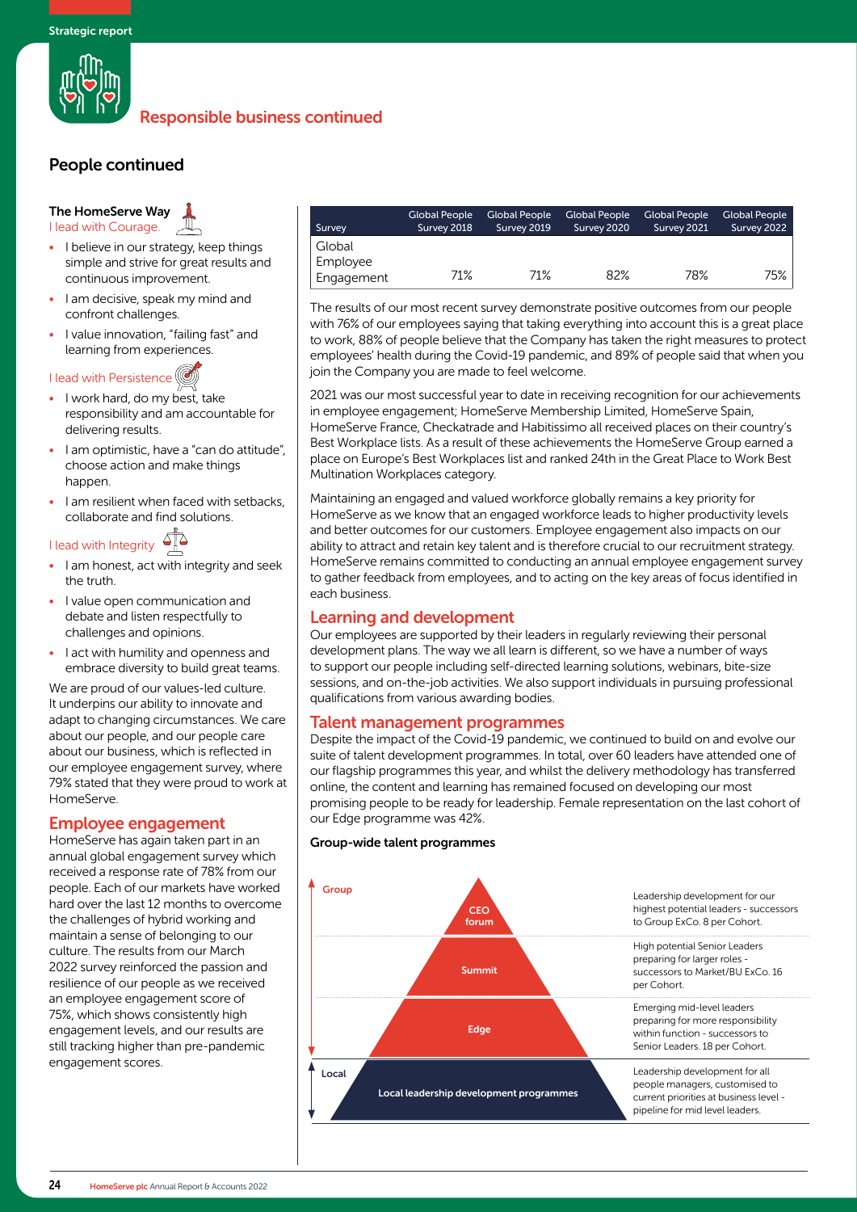## Responsible business continued

## People continued

### The HomeServe Way

I lead with Courage.

- I believe in our strategy, keep things simple and strive for great results and continuous improvement.
- I am decisive, speak my mind and confront challenges.
- I value innovation, "failing fast" and learning from experiences.

I lead with Persistence

- I work hard, do my best, take responsibility and am accountable for delivering results.
- I am optimistic, have a "can do attitude", choose action and make things happen.
- I am resilient when faced with setbacks, collaborate and find solutions.

I lead with Integrity

- I am honest, act with integrity and seek the truth.
- I value open communication and debate and listen respectfully to challenges and opinions.
- I act with humility and openness and embrace diversity to build great teams.

We are proud of our values-led culture. It underpins our ability to innovate and adapt to changing circumstances. We care about our people, and our people care about our business, which is reflected in our employee engagement survey, where 79% stated that they were proud to work at HomeServe.

## Employee engagement

HomeServe has again taken part in an annual global engagement survey which received a response rate of 78% from our people. Each of our markets have worked hard over the last 12 months to overcome the challenges of hybrid working and maintain a sense of belonging to our culture. The results from our March 2022 survey reinforced the passion and resilience of our people as we received an employee engagement score of 75%, which shows consistently high engagement levels, and our results are still tracking higher than pre-pandemic engagement scores.

| Survey | Global People Survey 2018 | Global People Survey 2019 | Global People Survey 2020 | Global People Survey 2021 | Global People Survey 2022 |
|---|---|---|---|---|---|
| Global Employee Engagement | 71% | 71% | 82% | 78% | 75% |

The results of our most recent survey demonstrate positive outcomes from our people with 76% of our employees saying that taking everything into account this is a great place to work, 88% of people believe that the Company has taken the right measures to protect employees' health during the Covid-19 pandemic, and 89% of people said that when you join the Company you are made to feel welcome.

2021 was our most successful year to date in receiving recognition for our achievements in employee engagement; HomeServe Membership Limited, HomeServe Spain, HomeServe France, Checkatrade and Habitissimo all received places on their country's Best Workplace lists. As a result of these achievements the HomeServe Group earned a place on Europe's Best Workplaces list and ranked 24th in the Great Place to Work Best Multination Workplaces category.

Maintaining an engaged and valued workforce globally remains a key priority for HomeServe as we know that an engaged workforce leads to higher productivity levels and better outcomes for our customers. Employee engagement also impacts on our ability to attract and retain key talent and is therefore crucial to our recruitment strategy. HomeServe remains committed to conducting an annual employee engagement survey to gather feedback from employees, and to acting on the key areas of focus identified in each business.

## Learning and development

Our employees are supported by their leaders in regularly reviewing their personal development plans. The way we all learn is different, so we have a number of ways to support our people including self-directed learning solutions, webinars, bite-size sessions, and on-the-job activities. We also support individuals in pursuing professional qualifications from various awarding bodies.

## Talent management programmes

Despite the impact of the Covid-19 pandemic, we continued to build on and evolve our suite of talent development programmes. In total, over 60 leaders have attended one of our flagship programmes this year, and whilst the delivery methodology has transferred online, the content and learning has remained focused on developing our most promising people to be ready for leadership. Female representation on the last cohort of our Edge programme was 42%.

**Group-wide talent programmes**

| Level | Programme | Description |
|---|---|---|
| Group | CEO forum | Leadership development for our highest potential leaders - successors to Group ExCo. 8 per Cohort. |
| | Summit | High potential Senior Leaders preparing for larger roles - successors to Market/BU ExCo. 16 per Cohort. |
| | Edge | Emerging mid-level leaders preparing for more responsibility within function - successors to Senior Leaders. 18 per Cohort. |
| Local | Local leadership development programmes | Leadership development for all people managers, customised to current priorities at business level - pipeline for mid level leaders. |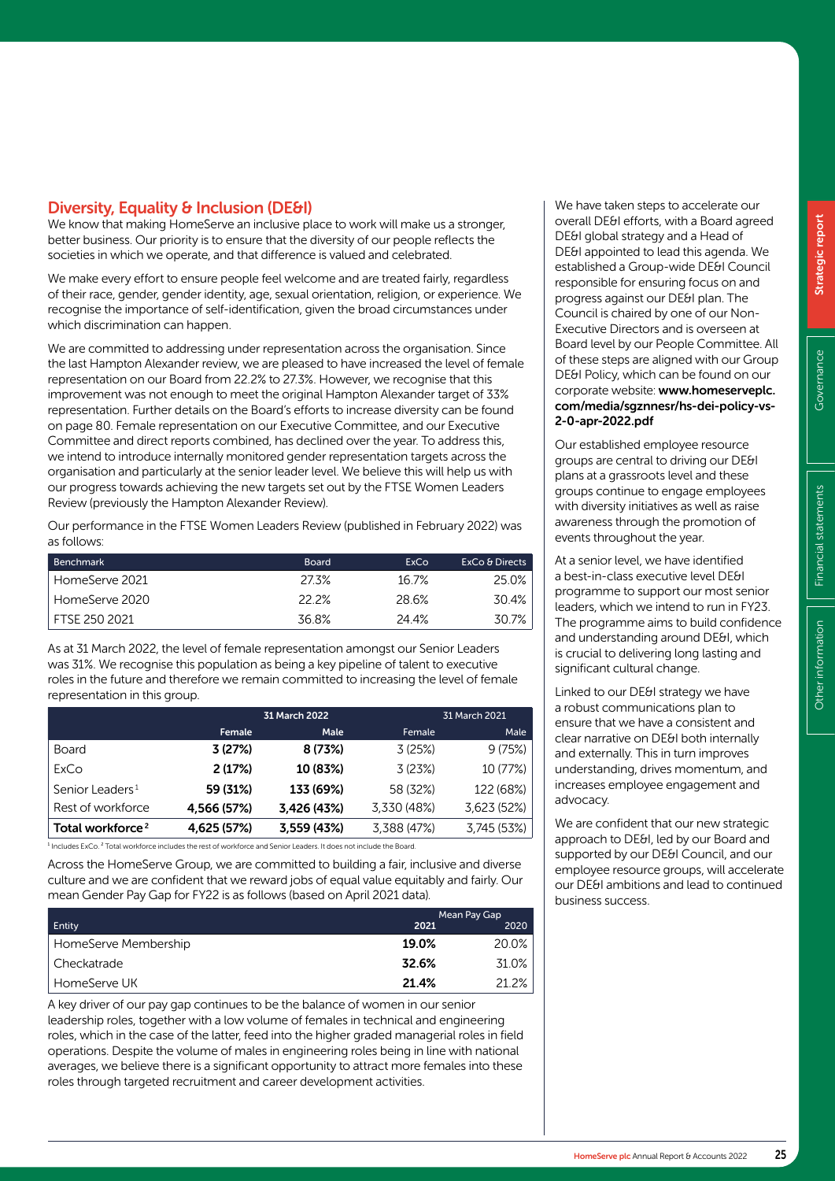## Diversity, Equality & Inclusion (DE&I)

We know that making HomeServe an inclusive place to work will make us a stronger, better business. Our priority is to ensure that the diversity of our people reflects the societies in which we operate, and that difference is valued and celebrated.

We make every effort to ensure people feel welcome and are treated fairly, regardless of their race, gender, gender identity, age, sexual orientation, religion, or experience. We recognise the importance of self-identification, given the broad circumstances under which discrimination can happen.

We are committed to addressing under representation across the organisation. Since the last Hampton Alexander review, we are pleased to have increased the level of female representation on our Board from 22.2% to 27.3%. However, we recognise that this improvement was not enough to meet the original Hampton Alexander target of 33% representation. Further details on the Board's efforts to increase diversity can be found on page 80. Female representation on our Executive Committee, and our Executive Committee and direct reports combined, has declined over the year. To address this, we intend to introduce internally monitored gender representation targets across the organisation and particularly at the senior leader level. We believe this will help us with our progress towards achieving the new targets set out by the FTSE Women Leaders Review (previously the Hampton Alexander Review).

Our performance in the FTSE Women Leaders Review (published in February 2022) was as follows:

| Benchmark | Board | ExCo | ExCo & Directs |
|---|---|---|---|
| HomeServe 2021 | 27.3% | 16.7% | 25.0% |
| HomeServe 2020 | 22.2% | 28.6% | 30.4% |
| FTSE 250 2021 | 36.8% | 24.4% | 30.7% |

As at 31 March 2022, the level of female representation amongst our Senior Leaders was 31%. We recognise this population as being a key pipeline of talent to executive roles in the future and therefore we remain committed to increasing the level of female representation in this group.

| | 31 March 2022 | | 31 March 2021 | |
|---|---|---|---|---|
| | **Female** | **Male** | Female | Male |
| Board | **3 (27%)** | **8 (73%)** | 3 (25%) | 9 (75%) |
| ExCo | **2 (17%)** | **10 (83%)** | 3 (23%) | 10 (77%) |
| Senior Leaders[1] | **59 (31%)** | **133 (69%)** | 58 (32%) | 122 (68%) |
| Rest of workforce | **4,566 (57%)** | **3,426 (43%)** | 3,330 (48%) | 3,623 (52%) |
| **Total workforce[2]** | **4,625 (57%)** | **3,559 (43%)** | 3,388 (47%) | 3,745 (53%) |

[1] Includes ExCo. [2] Total workforce includes the rest of workforce and Senior Leaders. It does not include the Board.

Across the HomeServe Group, we are committed to building a fair, inclusive and diverse culture and we are confident that we reward jobs of equal value equitably and fairly. Our mean Gender Pay Gap for FY22 is as follows (based on April 2021 data).

| Entity | Mean Pay Gap 2021 | 2020 |
|---|---|---|
| HomeServe Membership | **19.0%** | 20.0% |
| Checkatrade | **32.6%** | 31.0% |
| HomeServe UK | **21.4%** | 21.2% |

A key driver of our pay gap continues to be the balance of women in our senior leadership roles, together with a low volume of females in technical and engineering roles, which in the case of the latter, feed into the higher graded managerial roles in field operations. Despite the volume of males in engineering roles being in line with national averages, we believe there is a significant opportunity to attract more females into these roles through targeted recruitment and career development activities.

We have taken steps to accelerate our overall DE&I efforts, with a Board agreed DE&I global strategy and a Head of DE&I appointed to lead this agenda. We established a Group-wide DE&I Council responsible for ensuring focus on and progress against our DE&I plan. The Council is chaired by one of our Non-Executive Directors and is overseen at Board level by our People Committee. All of these steps are aligned with our Group DE&I Policy, which can be found on our corporate website: **www.homeserveplc.com/media/sgznnesr/hs-dei-policy-vs-2-0-apr-2022.pdf**

Our established employee resource groups are central to driving our DE&I plans at a grassroots level and these groups continue to engage employees with diversity initiatives as well as raise awareness through the promotion of events throughout the year.

At a senior level, we have identified a best-in-class executive level DE&I programme to support our most senior leaders, which we intend to run in FY23. The programme aims to build confidence and understanding around DE&I, which is crucial to delivering long lasting and significant cultural change.

Linked to our DE&I strategy we have a robust communications plan to ensure that we have a consistent and clear narrative on DE&I both internally and externally. This in turn improves understanding, drives momentum, and increases employee engagement and advocacy.

We are confident that our new strategic approach to DE&I, led by our Board and supported by our DE&I Council, and our employee resource groups, will accelerate our DE&I ambitions and lead to continued business success.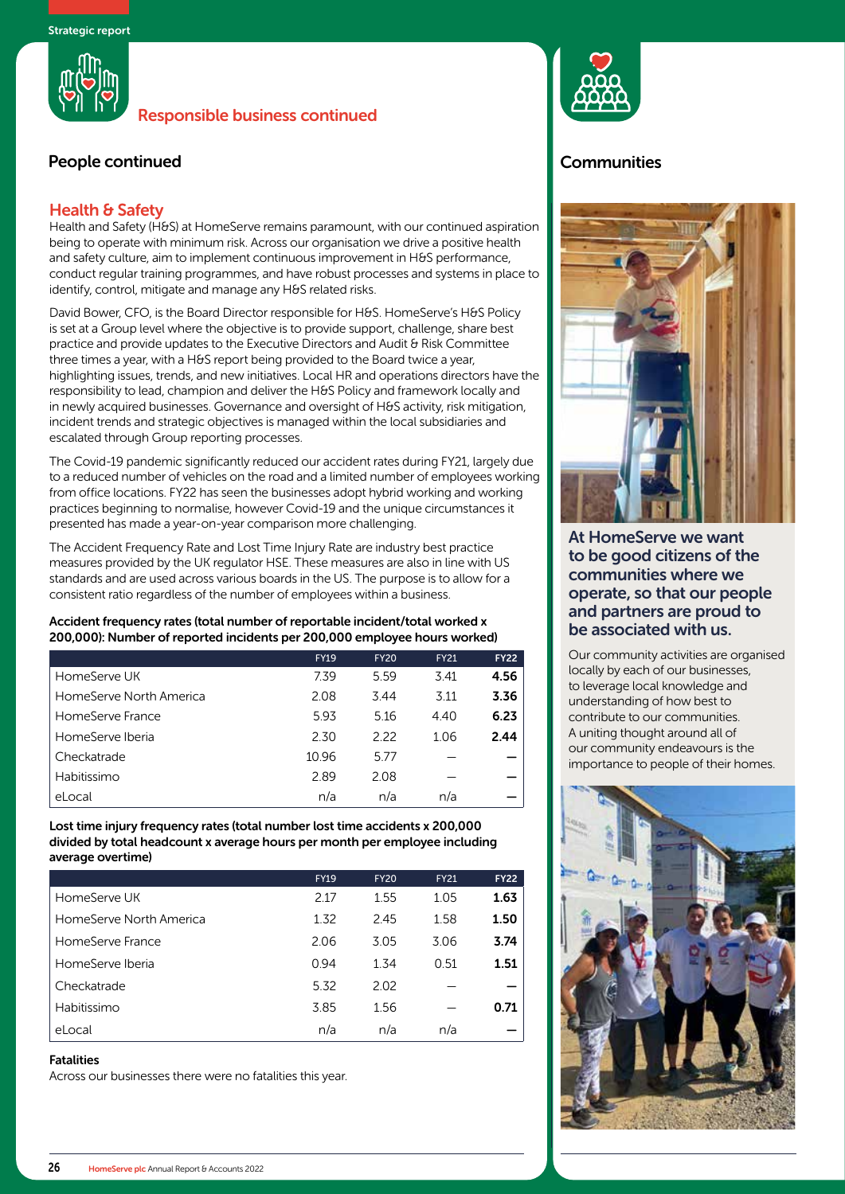Strategic report

## Responsible business continued

### People continued

### Health & Safety

Health and Safety (H&S) at HomeServe remains paramount, with our continued aspiration being to operate with minimum risk. Across our organisation we drive a positive health and safety culture, aim to implement continuous improvement in H&S performance, conduct regular training programmes, and have robust processes and systems in place to identify, control, mitigate and manage any H&S related risks.

David Bower, CFO, is the Board Director responsible for H&S. HomeServe's H&S Policy is set at a Group level where the objective is to provide support, challenge, share best practice and provide updates to the Executive Directors and Audit & Risk Committee three times a year, with a H&S report being provided to the Board twice a year, highlighting issues, trends, and new initiatives. Local HR and operations directors have the responsibility to lead, champion and deliver the H&S Policy and framework locally and in newly acquired businesses. Governance and oversight of H&S activity, risk mitigation, incident trends and strategic objectives is managed within the local subsidiaries and escalated through Group reporting processes.

The Covid-19 pandemic significantly reduced our accident rates during FY21, largely due to a reduced number of vehicles on the road and a limited number of employees working from office locations. FY22 has seen the businesses adopt hybrid working and working practices beginning to normalise, however Covid-19 and the unique circumstances it presented has made a year-on-year comparison more challenging.

The Accident Frequency Rate and Lost Time Injury Rate are industry best practice measures provided by the UK regulator HSE. These measures are also in line with US standards and are used across various boards in the US. The purpose is to allow for a consistent ratio regardless of the number of employees within a business.

**Accident frequency rates (total number of reportable incident/total worked x 200,000): Number of reported incidents per 200,000 employee hours worked)**

| | FY19 | FY20 | FY21 | FY22 |
|---|---|---|---|---|
| HomeServe UK | 7.39 | 5.59 | 3.41 | **4.56** |
| HomeServe North America | 2.08 | 3.44 | 3.11 | **3.36** |
| HomeServe France | 5.93 | 5.16 | 4.40 | **6.23** |
| HomeServe Iberia | 2.30 | 2.22 | 1.06 | **2.44** |
| Checkatrade | 10.96 | 5.77 | – | **–** |
| Habitissimo | 2.89 | 2.08 | – | **–** |
| eLocal | n/a | n/a | n/a | **–** |

**Lost time injury frequency rates (total number lost time accidents x 200,000 divided by total headcount x average hours per month per employee including average overtime)**

| | FY19 | FY20 | FY21 | FY22 |
|---|---|---|---|---|
| HomeServe UK | 2.17 | 1.55 | 1.05 | **1.63** |
| HomeServe North America | 1.32 | 2.45 | 1.58 | **1.50** |
| HomeServe France | 2.06 | 3.05 | 3.06 | **3.74** |
| HomeServe Iberia | 0.94 | 1.34 | 0.51 | **1.51** |
| Checkatrade | 5.32 | 2.02 | – | **–** |
| Habitissimo | 3.85 | 1.56 | – | **0.71** |
| eLocal | n/a | n/a | n/a | **–** |

**Fatalities**

Across our businesses there were no fatalities this year.

### Communities

**At HomeServe we want to be good citizens of the communities where we operate, so that our people and partners are proud to be associated with us.**

Our community activities are organised locally by each of our businesses, to leverage local knowledge and understanding of how best to contribute to our communities. A uniting thought around all of our community endeavours is the importance to people of their homes.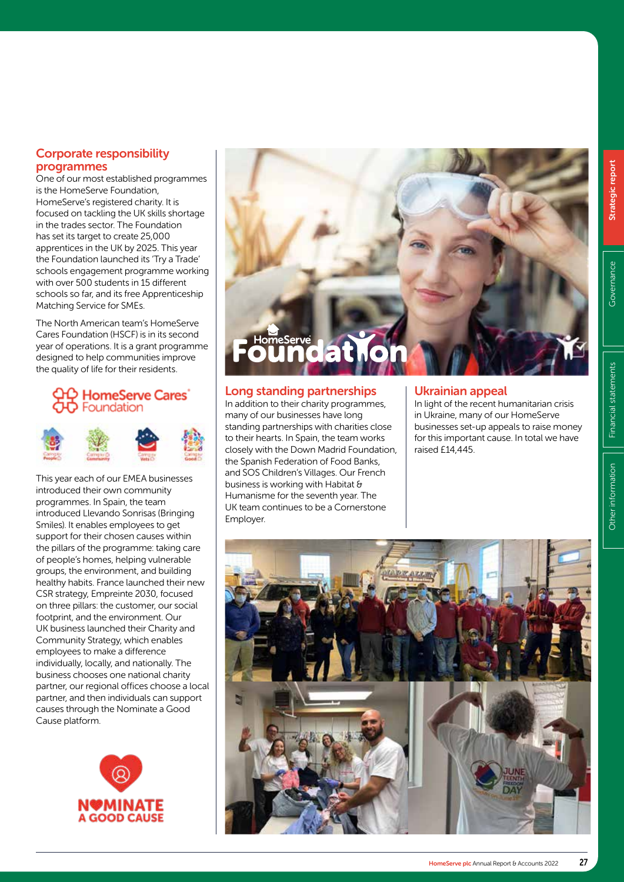## Corporate responsibility programmes

One of our most established programmes is the HomeServe Foundation, HomeServe's registered charity. It is focused on tackling the UK skills shortage in the trades sector. The Foundation has set its target to create 25,000 apprentices in the UK by 2025. This year the Foundation launched its 'Try a Trade' schools engagement programme working with over 500 students in 15 different schools so far, and its free Apprenticeship Matching Service for SMEs.

The North American team's HomeServe Cares Foundation (HSCF) is in its second year of operations. It is a grant programme designed to help communities improve the quality of life for their residents.

This year each of our EMEA businesses introduced their own community programmes. In Spain, the team introduced Llevando Sonrisas (Bringing Smiles). It enables employees to get support for their chosen causes within the pillars of the programme: taking care of people's homes, helping vulnerable groups, the environment, and building healthy habits. France launched their new CSR strategy, Empreinte 2030, focused on three pillars: the customer, our social footprint, and the environment. Our UK business launched their Charity and Community Strategy, which enables employees to make a difference individually, locally, and nationally. The business chooses one national charity partner, our regional offices choose a local partner, and then individuals can support causes through the Nominate a Good Cause platform.

## Long standing partnerships

In addition to their charity programmes, many of our businesses have long standing partnerships with charities close to their hearts. In Spain, the team works closely with the Down Madrid Foundation, the Spanish Federation of Food Banks, and SOS Children's Villages. Our French business is working with Habitat & Humanisme for the seventh year. The UK team continues to be a Cornerstone Employer.

## Ukrainian appeal

In light of the recent humanitarian crisis in Ukraine, many of our HomeServe businesses set-up appeals to raise money for this important cause. In total we have raised £14,445.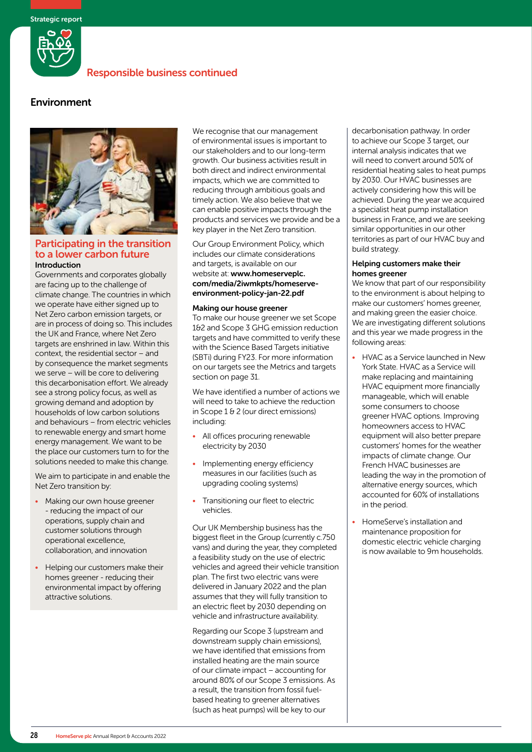## Responsible business continued

# Environment

### Participating in the transition to a lower carbon future

**Introduction**

Governments and corporates globally are facing up to the challenge of climate change. The countries in which we operate have either signed up to Net Zero carbon emission targets, or are in process of doing so. This includes the UK and France, where Net Zero targets are enshrined in law. Within this context, the residential sector – and by consequence the market segments we serve – will be core to delivering this decarbonisation effort. We already see a strong policy focus, as well as growing demand and adoption by households of low carbon solutions and behaviours – from electric vehicles to renewable energy and smart home energy management. We want to be the place our customers turn to for the solutions needed to make this change.

We aim to participate in and enable the Net Zero transition by:

- Making our own house greener - reducing the impact of our operations, supply chain and customer solutions through operational excellence, collaboration, and innovation
- Helping our customers make their homes greener - reducing their environmental impact by offering attractive solutions.

We recognise that our management of environmental issues is important to our stakeholders and to our long-term growth. Our business activities result in both direct and indirect environmental impacts, which we are committed to reducing through ambitious goals and timely action. We also believe that we can enable positive impacts through the products and services we provide and be a key player in the Net Zero transition.

Our Group Environment Policy, which includes our climate considerations and targets, is available on our website at: **www.homeserveplc.com/media/2iwmkpts/homeserve-environment-policy-jan-22.pdf**

**Making our house greener**

To make our house greener we set Scope 1&2 and Scope 3 GHG emission reduction targets and have committed to verify these with the Science Based Targets initiative (SBTi) during FY23. For more information on our targets see the Metrics and targets section on page 31.

We have identified a number of actions we will need to take to achieve the reduction in Scope 1 & 2 (our direct emissions) including:

- All offices procuring renewable electricity by 2030
- Implementing energy efficiency measures in our facilities (such as upgrading cooling systems)
- Transitioning our fleet to electric vehicles.

Our UK Membership business has the biggest fleet in the Group (currently c.750 vans) and during the year, they completed a feasibility study on the use of electric vehicles and agreed their vehicle transition plan. The first two electric vans were delivered in January 2022 and the plan assumes that they will fully transition to an electric fleet by 2030 depending on vehicle and infrastructure availability.

Regarding our Scope 3 (upstream and downstream supply chain emissions), we have identified that emissions from installed heating are the main source of our climate impact – accounting for around 80% of our Scope 3 emissions. As a result, the transition from fossil fuel-based heating to greener alternatives (such as heat pumps) will be key to our decarbonisation pathway. In order to achieve our Scope 3 target, our internal analysis indicates that we will need to convert around 50% of residential heating sales to heat pumps by 2030. Our HVAC businesses are actively considering how this will be achieved. During the year we acquired a specialist heat pump installation business in France, and we are seeking similar opportunities in our other territories as part of our HVAC buy and build strategy.

**Helping customers make their homes greener**

We know that part of our responsibility to the environment is about helping to make our customers' homes greener, and making green the easier choice. We are investigating different solutions and this year we made progress in the following areas:

- HVAC as a Service launched in New York State. HVAC as a Service will make replacing and maintaining HVAC equipment more financially manageable, which will enable some consumers to choose greener HVAC options. Improving homeowners access to HVAC equipment will also better prepare customers' homes for the weather impacts of climate change. Our French HVAC businesses are leading the way in the promotion of alternative energy sources, which accounted for 60% of installations in the period.
- HomeServe's installation and maintenance proposition for domestic electric vehicle charging is now available to 9m households.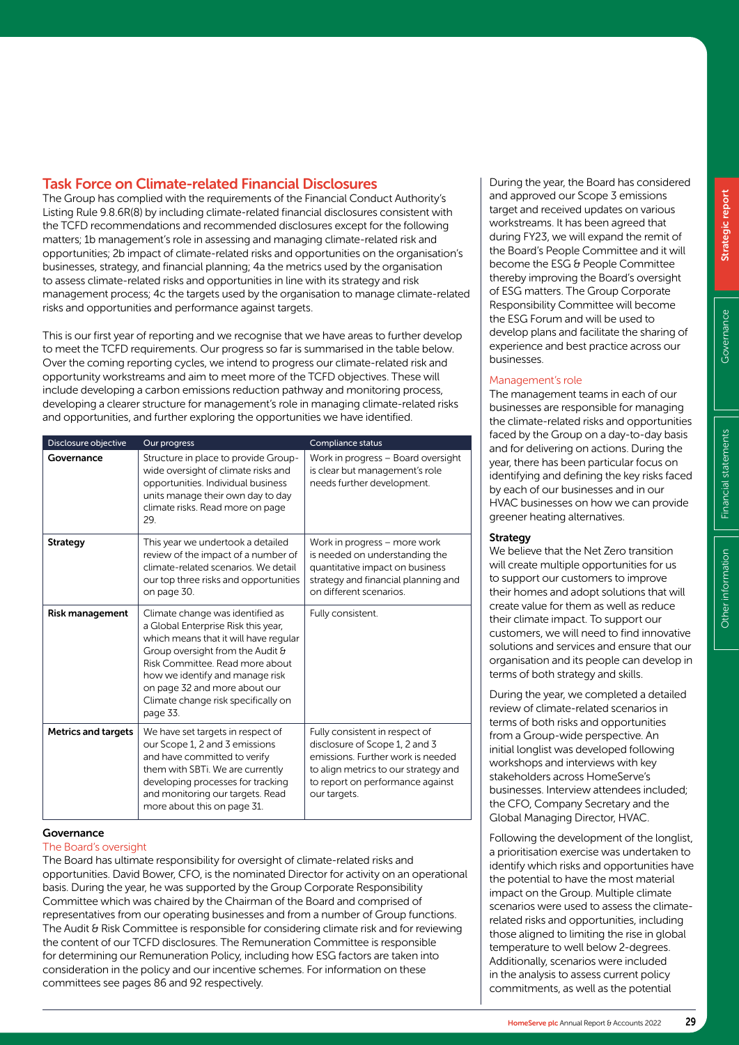## Task Force on Climate-related Financial Disclosures

The Group has complied with the requirements of the Financial Conduct Authority's Listing Rule 9.8.6R(8) by including climate-related financial disclosures consistent with the TCFD recommendations and recommended disclosures except for the following matters; 1b management's role in assessing and managing climate-related risk and opportunities; 2b impact of climate-related risks and opportunities on the organisation's businesses, strategy, and financial planning; 4a the metrics used by the organisation to assess climate-related risks and opportunities in line with its strategy and risk management process; 4c the targets used by the organisation to manage climate-related risks and opportunities and performance against targets.

This is our first year of reporting and we recognise that we have areas to further develop to meet the TCFD requirements. Our progress so far is summarised in the table below. Over the coming reporting cycles, we intend to progress our climate-related risk and opportunity workstreams and aim to meet more of the TCFD objectives. These will include developing a carbon emissions reduction pathway and monitoring process, developing a clearer structure for management's role in managing climate-related risks and opportunities, and further exploring the opportunities we have identified.

| Disclosure objective | Our progress | Compliance status |
|---|---|---|
| **Governance** | Structure in place to provide Group-wide oversight of climate risks and opportunities. Individual business units manage their own day to day climate risks. Read more on page 29. | Work in progress – Board oversight is clear but management's role needs further development. |
| **Strategy** | This year we undertook a detailed review of the impact of a number of climate-related scenarios. We detail our top three risks and opportunities on page 30. | Work in progress – more work is needed on understanding the quantitative impact on business strategy and financial planning and on different scenarios. |
| **Risk management** | Climate change was identified as a Global Enterprise Risk this year, which means that it will have regular Group oversight from the Audit & Risk Committee. Read more about how we identify and manage risk on page 32 and more about our Climate change risk specifically on page 33. | Fully consistent. |
| **Metrics and targets** | We have set targets in respect of our Scope 1, 2 and 3 emissions and have committed to verify them with SBTi. We are currently developing processes for tracking and monitoring our targets. Read more about this on page 31. | Fully consistent in respect of disclosure of Scope 1, 2 and 3 emissions. Further work is needed to align metrics to our strategy and to report on performance against our targets. |

### Governance

#### The Board's oversight

The Board has ultimate responsibility for oversight of climate-related risks and opportunities. David Bower, CFO, is the nominated Director for activity on an operational basis. During the year, he was supported by the Group Corporate Responsibility Committee which was chaired by the Chairman of the Board and comprised of representatives from our operating businesses and from a number of Group functions. The Audit & Risk Committee is responsible for considering climate risk and for reviewing the content of our TCFD disclosures. The Remuneration Committee is responsible for determining our Remuneration Policy, including how ESG factors are taken into consideration in the policy and our incentive schemes. For information on these committees see pages 86 and 92 respectively.

During the year, the Board has considered and approved our Scope 3 emissions target and received updates on various workstreams. It has been agreed that during FY23, we will expand the remit of the Board's People Committee and it will become the ESG & People Committee thereby improving the Board's oversight of ESG matters. The Group Corporate Responsibility Committee will become the ESG Forum and will be used to develop plans and facilitate the sharing of experience and best practice across our businesses.

#### Management's role

The management teams in each of our businesses are responsible for managing the climate-related risks and opportunities faced by the Group on a day-to-day basis and for delivering on actions. During the year, there has been particular focus on identifying and defining the key risks faced by each of our businesses and in our HVAC businesses on how we can provide greener heating alternatives.

### Strategy

We believe that the Net Zero transition will create multiple opportunities for us to support our customers to improve their homes and adopt solutions that will create value for them as well as reduce their climate impact. To support our customers, we will need to find innovative solutions and services and ensure that our organisation and its people can develop in terms of both strategy and skills.

During the year, we completed a detailed review of climate-related scenarios in terms of both risks and opportunities from a Group-wide perspective. An initial longlist was developed following workshops and interviews with key stakeholders across HomeServe's businesses. Interview attendees included; the CFO, Company Secretary and the Global Managing Director, HVAC.

Following the development of the longlist, a prioritisation exercise was undertaken to identify which risks and opportunities have the potential to have the most material impact on the Group. Multiple climate scenarios were used to assess the climate-related risks and opportunities, including those aligned to limiting the rise in global temperature to well below 2-degrees. Additionally, scenarios were included in the analysis to assess current policy commitments, as well as the potential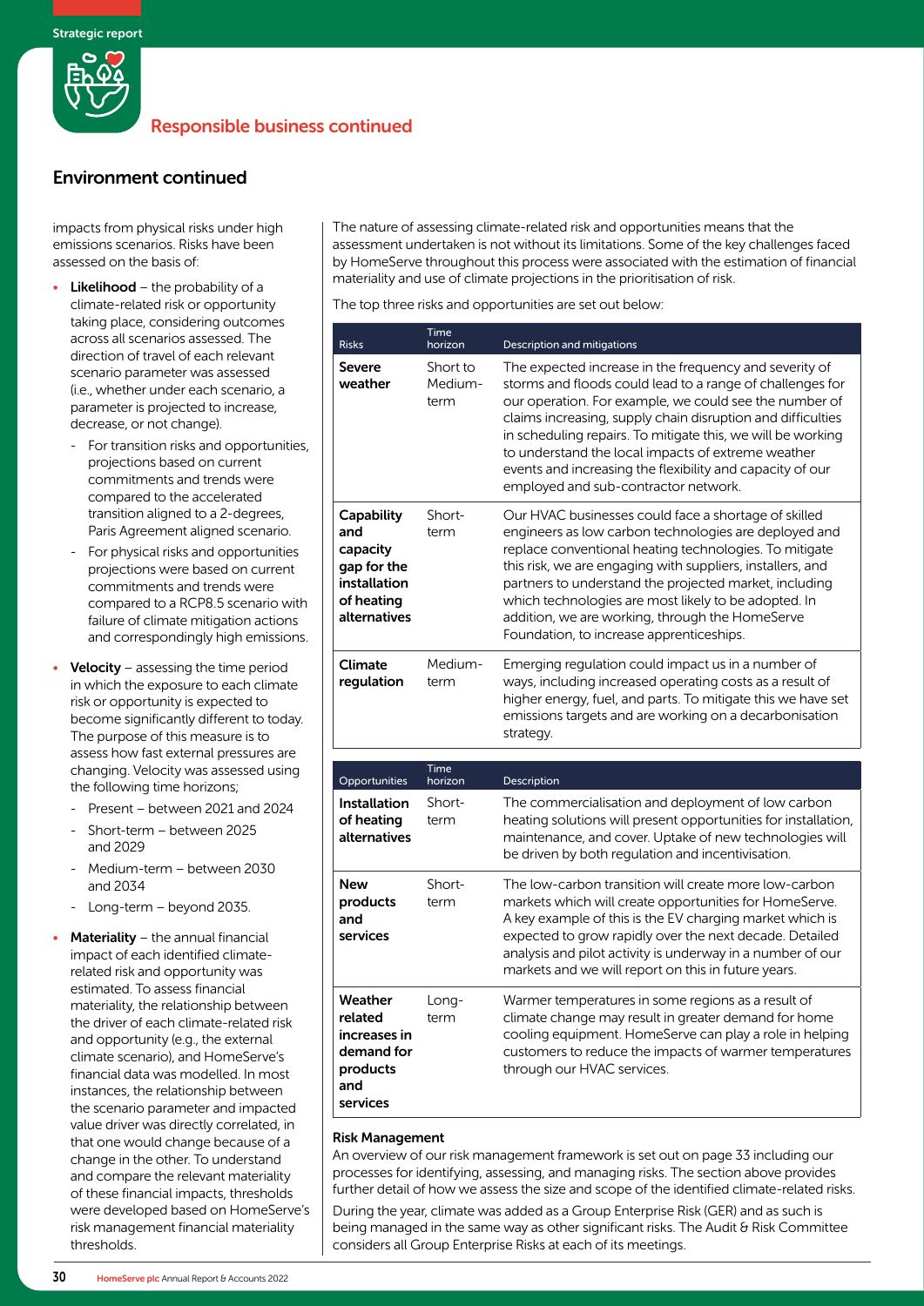## Responsible business continued

### Environment continued

impacts from physical risks under high emissions scenarios. Risks have been assessed on the basis of:

- **Likelihood** – the probability of a climate-related risk or opportunity taking place, considering outcomes across all scenarios assessed. The direction of travel of each relevant scenario parameter was assessed (i.e., whether under each scenario, a parameter is projected to increase, decrease, or not change).
  - For transition risks and opportunities, projections based on current commitments and trends were compared to the accelerated transition aligned to a 2-degrees, Paris Agreement aligned scenario.
  - For physical risks and opportunities projections were based on current commitments and trends were compared to a RCP8.5 scenario with failure of climate mitigation actions and correspondingly high emissions.
- **Velocity** – assessing the time period in which the exposure to each climate risk or opportunity is expected to become significantly different to today. The purpose of this measure is to assess how fast external pressures are changing. Velocity was assessed using the following time horizons;
  - Present – between 2021 and 2024
  - Short-term – between 2025 and 2029
  - Medium-term – between 2030 and 2034
  - Long-term – beyond 2035.
- **Materiality** – the annual financial impact of each identified climate-related risk and opportunity was estimated. To assess financial materiality, the relationship between the driver of each climate-related risk and opportunity (e.g., the external climate scenario), and HomeServe's financial data was modelled. In most instances, the relationship between the scenario parameter and impacted value driver was directly correlated, in that one would change because of a change in the other. To understand and compare the relevant materiality of these financial impacts, thresholds were developed based on HomeServe's risk management financial materiality thresholds.

The nature of assessing climate-related risk and opportunities means that the assessment undertaken is not without its limitations. Some of the key challenges faced by HomeServe throughout this process were associated with the estimation of financial materiality and use of climate projections in the prioritisation of risk.

The top three risks and opportunities are set out below:

| Risks | Time horizon | Description and mitigations |
|---|---|---|
| **Severe weather** | Short to Medium-term | The expected increase in the frequency and severity of storms and floods could lead to a range of challenges for our operation. For example, we could see the number of claims increasing, supply chain disruption and difficulties in scheduling repairs. To mitigate this, we will be working to understand the local impacts of extreme weather events and increasing the flexibility and capacity of our employed and sub-contractor network. |
| **Capability and capacity gap for the installation of heating alternatives** | Short-term | Our HVAC businesses could face a shortage of skilled engineers as low carbon technologies are deployed and replace conventional heating technologies. To mitigate this risk, we are engaging with suppliers, installers, and partners to understand the projected market, including which technologies are most likely to be adopted. In addition, we are working, through the HomeServe Foundation, to increase apprenticeships. |
| **Climate regulation** | Medium-term | Emerging regulation could impact us in a number of ways, including increased operating costs as a result of higher energy, fuel, and parts. To mitigate this we have set emissions targets and are working on a decarbonisation strategy. |

| Opportunities | Time horizon | Description |
|---|---|---|
| **Installation of heating alternatives** | Short-term | The commercialisation and deployment of low carbon heating solutions will present opportunities for installation, maintenance, and cover. Uptake of new technologies will be driven by both regulation and incentivisation. |
| **New products and services** | Short-term | The low-carbon transition will create more low-carbon markets which will create opportunities for HomeServe. A key example of this is the EV charging market which is expected to grow rapidly over the next decade. Detailed analysis and pilot activity is underway in a number of our markets and we will report on this in future years. |
| **Weather related increases in demand for products and services** | Long-term | Warmer temperatures in some regions as a result of climate change may result in greater demand for home cooling equipment. HomeServe can play a role in helping customers to reduce the impacts of warmer temperatures through our HVAC services. |

**Risk Management**

An overview of our risk management framework is set out on page 33 including our processes for identifying, assessing, and managing risks. The section above provides further detail of how we assess the size and scope of the identified climate-related risks.

During the year, climate was added as a Group Enterprise Risk (GER) and as such is being managed in the same way as other significant risks. The Audit & Risk Committee considers all Group Enterprise Risks at each of its meetings.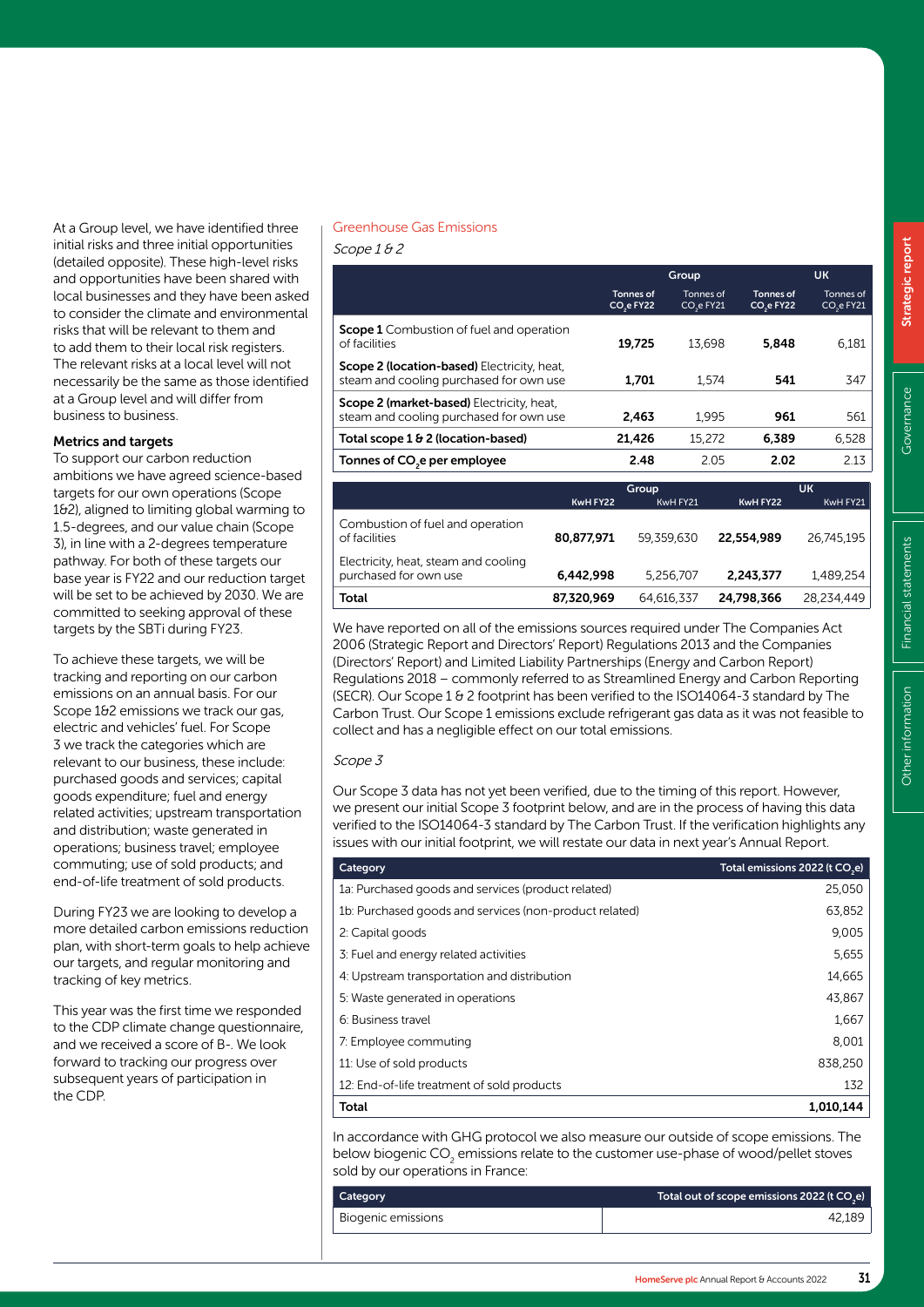At a Group level, we have identified three initial risks and three initial opportunities (detailed opposite). These high-level risks and opportunities have been shared with local businesses and they have been asked to consider the climate and environmental risks that will be relevant to them and to add them to their local risk registers. The relevant risks at a local level will not necessarily be the same as those identified at a Group level and will differ from business to business.

**Metrics and targets**

To support our carbon reduction ambitions we have agreed science-based targets for our own operations (Scope 1&2), aligned to limiting global warming to 1.5-degrees, and our value chain (Scope 3), in line with a 2-degrees temperature pathway. For both of these targets our base year is FY22 and our reduction target will be set to be achieved by 2030. We are committed to seeking approval of these targets by the SBTi during FY23.

To achieve these targets, we will be tracking and reporting on our carbon emissions on an annual basis. For our Scope 1&2 emissions we track our gas, electric and vehicles' fuel. For Scope 3 we track the categories which are relevant to our business, these include: purchased goods and services; capital goods expenditure; fuel and energy related activities; upstream transportation and distribution; waste generated in operations; business travel; employee commuting; use of sold products; and end-of-life treatment of sold products.

During FY23 we are looking to develop a more detailed carbon emissions reduction plan, with short-term goals to help achieve our targets, and regular monitoring and tracking of key metrics.

This year was the first time we responded to the CDP climate change questionnaire, and we received a score of B-. We look forward to tracking our progress over subsequent years of participation in the CDP.

## Greenhouse Gas Emissions

*Scope 1 & 2*

| | Group | | UK | |
|---|---|---|---|---|
| | **Tonnes of $CO_2e$ FY22** | Tonnes of $CO_2e$ FY21 | **Tonnes of $CO_2e$ FY22** | Tonnes of $CO_2e$ FY21 |
| **Scope 1** Combustion of fuel and operation of facilities | **19,725** | 13,698 | **5,848** | 6,181 |
| **Scope 2 (location-based)** Electricity, heat, steam and cooling purchased for own use | **1,701** | 1,574 | **541** | 347 |
| **Scope 2 (market-based)** Electricity, heat, steam and cooling purchased for own use | **2,463** | 1,995 | **961** | 561 |
| **Total scope 1 & 2 (location-based)** | **21,426** | 15,272 | **6,389** | 6,528 |
| **Tonnes of $CO_2e$ per employee** | **2.48** | 2.05 | **2.02** | 2.13 |

| | Group | | UK | |
|---|---|---|---|---|
| | **KwH FY22** | KwH FY21 | **KwH FY22** | KwH FY21 |
| Combustion of fuel and operation of facilities | **80,877,971** | 59,359,630 | **22,554,989** | 26,745,195 |
| Electricity, heat, steam and cooling purchased for own use | **6,442,998** | 5,256,707 | **2,243,377** | 1,489,254 |
| **Total** | **87,320,969** | 64,616,337 | **24,798,366** | 28,234,449 |

We have reported on all of the emissions sources required under The Companies Act 2006 (Strategic Report and Directors' Report) Regulations 2013 and the Companies (Directors' Report) and Limited Liability Partnerships (Energy and Carbon Report) Regulations 2018 – commonly referred to as Streamlined Energy and Carbon Reporting (SECR). Our Scope 1 & 2 footprint has been verified to the ISO14064-3 standard by The Carbon Trust. Our Scope 1 emissions exclude refrigerant gas data as it was not feasible to collect and has a negligible effect on our total emissions.

*Scope 3*

Our Scope 3 data has not yet been verified, due to the timing of this report. However, we present our initial Scope 3 footprint below, and are in the process of having this data verified to the ISO14064-3 standard by The Carbon Trust. If the verification highlights any issues with our initial footprint, we will restate our data in next year's Annual Report.

| Category | Total emissions 2022 (t $CO_2e$) |
|---|---|
| 1a: Purchased goods and services (product related) | 25,050 |
| 1b: Purchased goods and services (non-product related) | 63,852 |
| 2: Capital goods | 9,005 |
| 3: Fuel and energy related activities | 5,655 |
| 4: Upstream transportation and distribution | 14,665 |
| 5: Waste generated in operations | 43,867 |
| 6: Business travel | 1,667 |
| 7: Employee commuting | 8,001 |
| 11: Use of sold products | 838,250 |
| 12: End-of-life treatment of sold products | 132 |
| **Total** | **1,010,144** |

In accordance with GHG protocol we also measure our outside of scope emissions. The below biogenic $CO_2$ emissions relate to the customer use-phase of wood/pellet stoves sold by our operations in France:

| Category | Total out of scope emissions 2022 (t $CO_2e$) |
|---|---|
| Biogenic emissions | 42,189 |